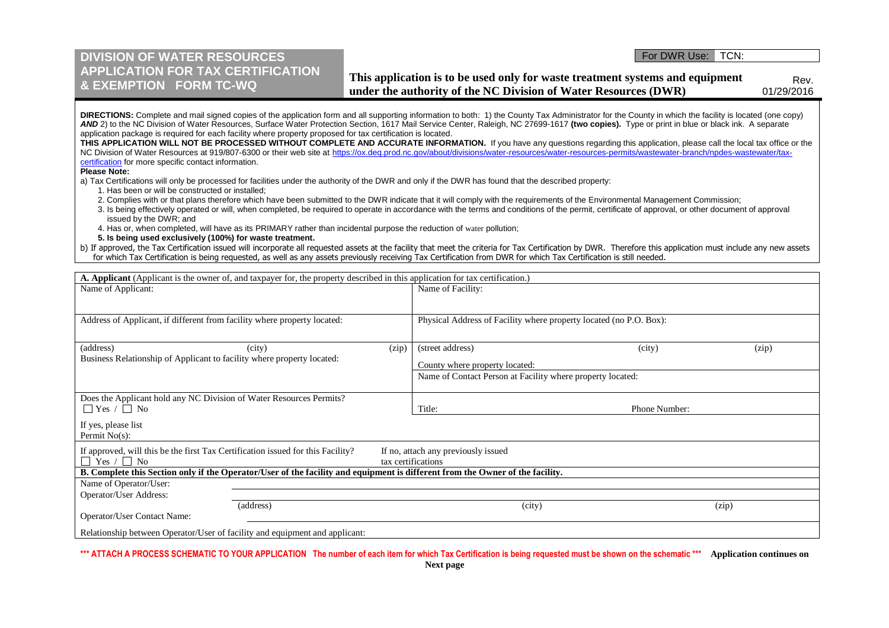# DIVISION OF WATER RESOURCES APPLICATION FOR TAX CERTIFICATION & EXEMPTION FORM TC-WQ

For DWR Use: TCN:

**This application is to be used only for waste treatment systems and equipment under the authority of the NC Division of Water Resources (DWR)**

Rev. 01/29/2016

**DIRECTIONS:** Complete and mail signed copies of the application form and all supporting information to both: 1) the County Tax Administrator for the County in which the facility is located (one copy) ***AND*** 2) to the NC Division of Water Resources, Surface Water Protection Section, 1617 Mail Service Center, Raleigh, NC 27699-1617 **(two copies).** Type or print in blue or black ink. A separate application package is required for each facility where property proposed for tax certification is located.

**THIS APPLICATION WILL NOT BE PROCESSED WITHOUT COMPLETE AND ACCURATE INFORMATION.** If you have any questions regarding this application, please call the local tax office or the NC Division of Water Resources at 919/807-6300 or their web site at https://ox.deq.prod.nc.gov/about/divisions/water-resources/water-resources-permits/wastewater-branch/npdes-wastewater/tax-certification for more specific contact information.

**Please Note:**

a) Tax Certifications will only be processed for facilities under the authority of the DWR and only if the DWR has found that the described property:

1. Has been or will be constructed or installed;
2. Complies with or that plans therefore which have been submitted to the DWR indicate that it will comply with the requirements of the Environmental Management Commission;
3. Is being effectively operated or will, when completed, be required to operate in accordance with the terms and conditions of the permit, certificate of approval, or other document of approval issued by the DWR; and
4. Has or, when completed, will have as its PRIMARY rather than incidental purpose the reduction of water pollution;
5. **Is being used exclusively (100%) for waste treatment.**

b) If approved, the Tax Certification issued will incorporate all requested assets at the facility that meet the criteria for Tax Certification by DWR. Therefore this application must include any new assets for which Tax Certification is being requested, as well as any assets previously receiving Tax Certification from DWR for which Tax Certification is still needed.

**A. Applicant** (Applicant is the owner of, and taxpayer for, the property described in this application for tax certification.)

| | |
|---|---|
| Name of Applicant: | Name of Facility: |
| Address of Applicant, if different from facility where property located: | Physical Address of Facility where property located (no P.O. Box): |
| (address) (city) (zip) | (street address) (city) (zip) |
| Business Relationship of Applicant to facility where property located: | County where property located: |
| | Name of Contact Person at Facility where property located: |
| Does the Applicant hold any NC Division of Water Resources Permits? ☐ Yes / ☐ No | Title: Phone Number: |
| If yes, please list Permit No(s): | |
| If approved, will this be the first Tax Certification issued for this Facility? ☐ Yes / ☐ No | If no, attach any previously issued tax certifications |

**B. Complete this Section only if the Operator/User of the facility and equipment is different from the Owner of the facility.**

Name of Operator/User:

Operator/User Address:

(address) (city) (zip)

Operator/User Contact Name:

Relationship between Operator/User of facility and equipment and applicant:

**\*\*\* ATTACH A PROCESS SCHEMATIC TO YOUR APPLICATION The number of each item for which Tax Certification is being requested must be shown on the schematic \*\*\*** **Application continues on Next page**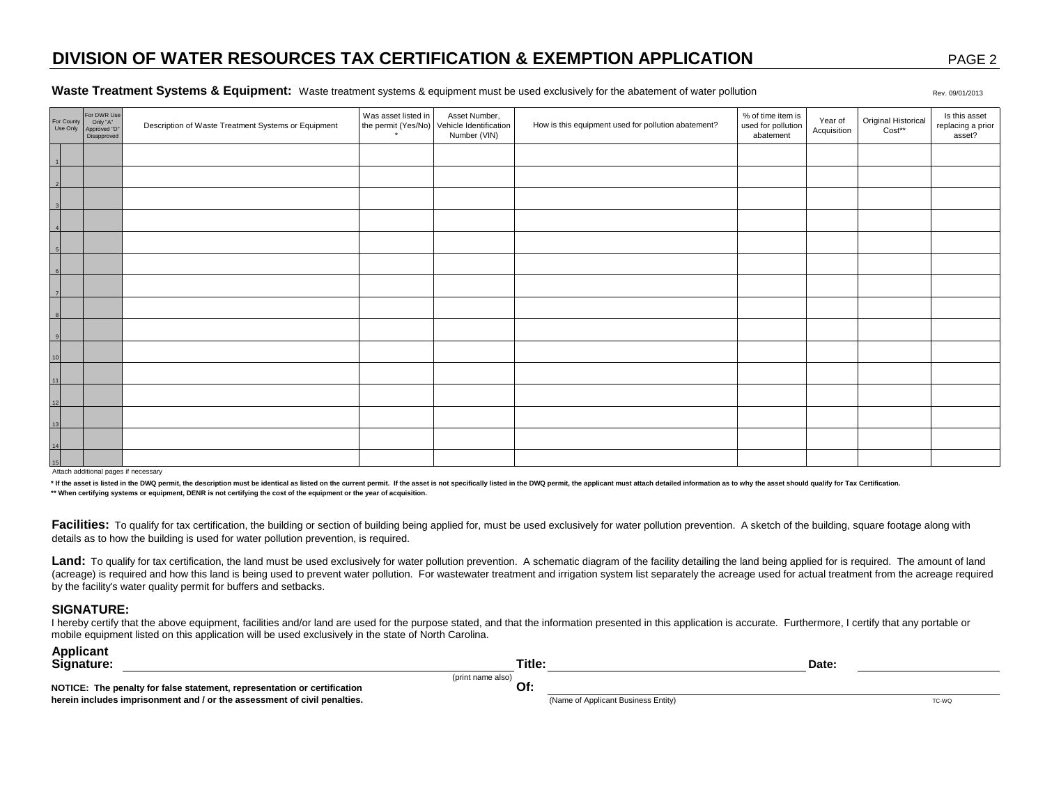# DIVISION OF WATER RESOURCES TAX CERTIFICATION & EXEMPTION APPLICATION

**Waste Treatment Systems & Equipment:** Waste treatment systems & equipment must be used exclusively for the abatement of water pollution

Rev. 09/01/2013

| For County Use Only | For DWR Use Only "A" Approved "D" Disapproved | Description of Waste Treatment Systems or Equipment | Was asset listed in the permit (Yes/No) * | Asset Number, Vehicle Identification Number (VIN) | How is this equipment used for pollution abatement? | % of time item is used for pollution abatement | Year of Acquisition | Original Historical Cost** | Is this asset replacing a prior asset? |
|---|---|---|---|---|---|---|---|---|---|
| 1 | | | | | | | | | |
| 2 | | | | | | | | | |
| 3 | | | | | | | | | |
| 4 | | | | | | | | | |
| 5 | | | | | | | | | |
| 6 | | | | | | | | | |
| 7 | | | | | | | | | |
| 8 | | | | | | | | | |
| 9 | | | | | | | | | |
| 10 | | | | | | | | | |
| 11 | | | | | | | | | |
| 12 | | | | | | | | | |
| 13 | | | | | | | | | |
| 14 | | | | | | | | | |
| 15 | | | | | | | | | |

Attach additional pages if necessary

**\* If the asset is listed in the DWQ permit, the description must be identical as listed on the current permit. If the asset is not specifically listed in the DWQ permit, the applicant must attach detailed information as to why the asset should qualify for Tax Certification.**

**\*\* When certifying systems or equipment, DENR is not certifying the cost of the equipment or the year of acquisition.**

**Facilities:** To qualify for tax certification, the building or section of building being applied for, must be used exclusively for water pollution prevention. A sketch of the building, square footage along with details as to how the building is used for water pollution prevention, is required.

**Land:** To qualify for tax certification, the land must be used exclusively for water pollution prevention. A schematic diagram of the facility detailing the land being applied for is required. The amount of land (acreage) is required and how this land is being used to prevent water pollution. For wastewater treatment and irrigation system list separately the acreage used for actual treatment from the acreage required by the facility's water quality permit for buffers and setbacks.

### SIGNATURE:

I hereby certify that the above equipment, facilities and/or land are used for the purpose stated, and that the information presented in this application is accurate. Furthermore, I certify that any portable or mobile equipment listed on this application will be used exclusively in the state of North Carolina.

**Applicant Signature:** ______________________________ (print name also) **Title:** ______________________________ **Date:** ______________

**Of:** ______________________________ (Name of Applicant Business Entity)

**NOTICE: The penalty for false statement, representation or certification herein includes imprisonment and / or the assessment of civil penalties.**

TC-WQ